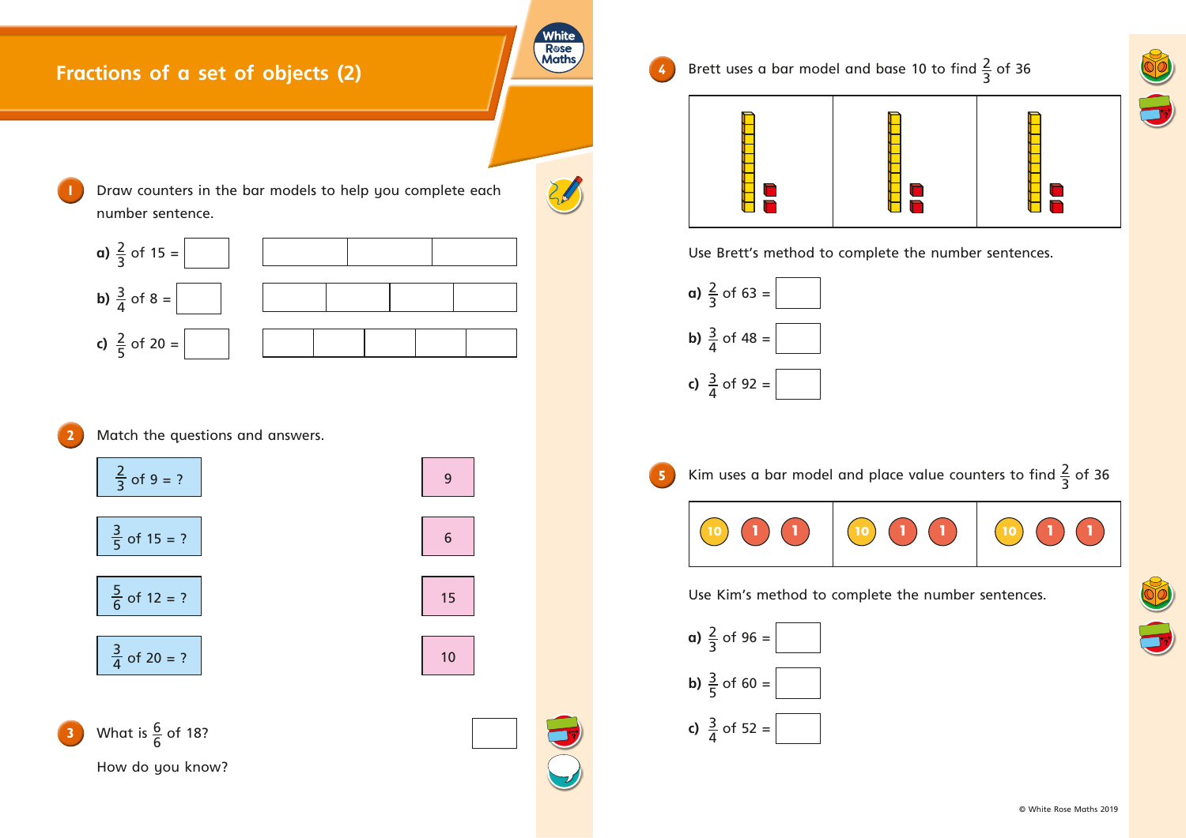# Fractions of a set of objects (2)

**1** Draw counters in the bar models to help you complete each number sentence.

**a)** $\frac{2}{3}$ of 15 = ☐

**b)** $\frac{3}{4}$ of 8 = ☐

**c)** $\frac{2}{5}$ of 20 = ☐

**2** Match the questions and answers.

| Question | Answer |
| --- | --- |
| $\frac{2}{3}$ of 9 = ? | 9 |
| $\frac{3}{5}$ of 15 = ? | 6 |
| $\frac{5}{6}$ of 12 = ? | 15 |
| $\frac{3}{4}$ of 20 = ? | 10 |

**3** What is $\frac{6}{6}$ of 18? ☐

How do you know?

**4** Brett uses a bar model and base 10 to find $\frac{2}{3}$ of 36

Use Brett's method to complete the number sentences.

**a)** $\frac{2}{3}$ of 63 = ☐

**b)** $\frac{3}{4}$ of 48 = ☐

**c)** $\frac{3}{4}$ of 92 = ☐

**5** Kim uses a bar model and place value counters to find $\frac{2}{3}$ of 36

| 10 1 1 | 10 1 1 | 10 1 1 |
| --- | --- | --- |

Use Kim's method to complete the number sentences.

**a)** $\frac{2}{3}$ of 96 = ☐

**b)** $\frac{3}{5}$ of 60 = ☐

**c)** $\frac{3}{4}$ of 52 = ☐

© White Rose Maths 2019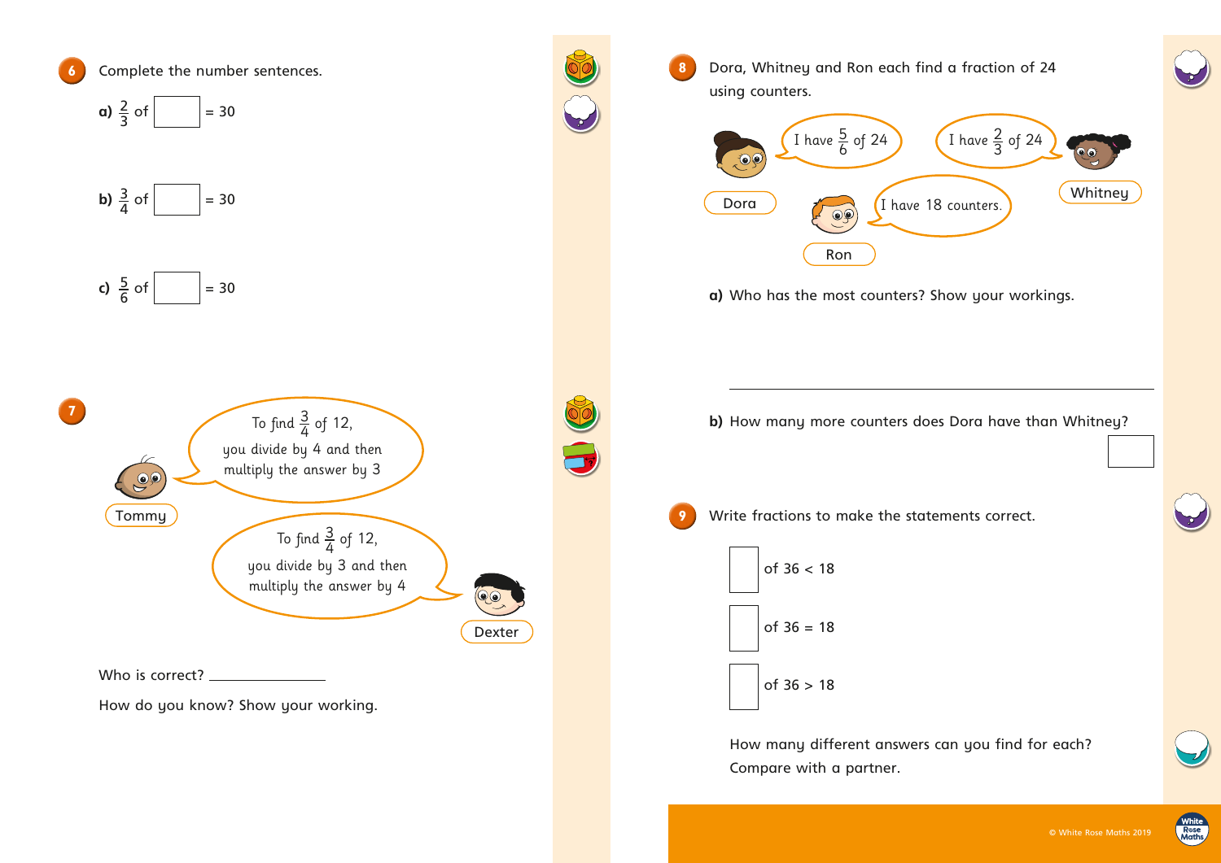**6** Complete the number sentences.

**a)** $\frac{2}{3}$ of ☐ = 30

**b)** $\frac{3}{4}$ of ☐ = 30

**c)** $\frac{5}{6}$ of ☐ = 30

**7**

Tommy: To find $\frac{3}{4}$ of 12, you divide by 4 and then multiply the answer by 3

Dexter: To find $\frac{3}{4}$ of 12, you divide by 3 and then multiply the answer by 4

Who is correct? ______________

How do you know? Show your working.

**8** Dora, Whitney and Ron each find a fraction of 24 using counters.

Dora: I have $\frac{5}{6}$ of 24

Whitney: I have $\frac{2}{3}$ of 24

Ron: I have 18 counters.

**a)** Who has the most counters? Show your workings.

______________________________

**b)** How many more counters does Dora have than Whitney? ☐

**9** Write fractions to make the statements correct.

☐ of 36 < 18

☐ of 36 = 18

☐ of 36 > 18

How many different answers can you find for each? Compare with a partner.